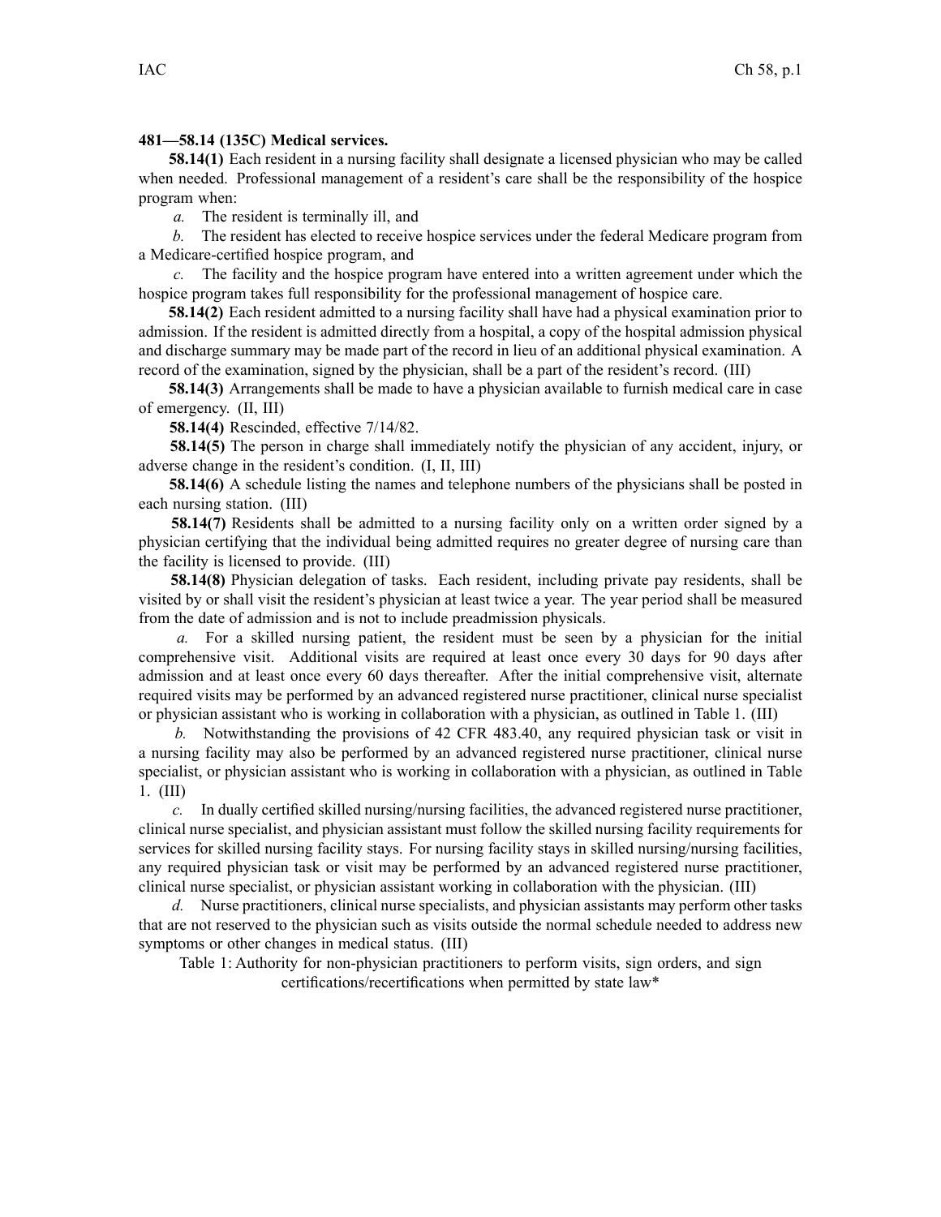**481—58.14 (135C) Medical services.**

**58.14(1)** Each resident in a nursing facility shall designate a licensed physician who may be called when needed. Professional management of a resident's care shall be the responsibility of the hospice program when:

*a.* The resident is terminally ill, and

*b.* The resident has elected to receive hospice services under the federal Medicare program from a Medicare-certified hospice program, and

*c.* The facility and the hospice program have entered into a written agreement under which the hospice program takes full responsibility for the professional management of hospice care.

**58.14(2)** Each resident admitted to a nursing facility shall have had a physical examination prior to admission. If the resident is admitted directly from a hospital, a copy of the hospital admission physical and discharge summary may be made part of the record in lieu of an additional physical examination. A record of the examination, signed by the physician, shall be a part of the resident's record. (III)

**58.14(3)** Arrangements shall be made to have a physician available to furnish medical care in case of emergency. (II, III)

**58.14(4)** Rescinded, effective 7/14/82.

**58.14(5)** The person in charge shall immediately notify the physician of any accident, injury, or adverse change in the resident's condition. (I, II, III)

**58.14(6)** A schedule listing the names and telephone numbers of the physicians shall be posted in each nursing station. (III)

**58.14(7)** Residents shall be admitted to a nursing facility only on a written order signed by a physician certifying that the individual being admitted requires no greater degree of nursing care than the facility is licensed to provide. (III)

**58.14(8)** Physician delegation of tasks. Each resident, including private pay residents, shall be visited by or shall visit the resident's physician at least twice a year. The year period shall be measured from the date of admission and is not to include preadmission physicals.

*a.* For a skilled nursing patient, the resident must be seen by a physician for the initial comprehensive visit. Additional visits are required at least once every 30 days for 90 days after admission and at least once every 60 days thereafter. After the initial comprehensive visit, alternate required visits may be performed by an advanced registered nurse practitioner, clinical nurse specialist or physician assistant who is working in collaboration with a physician, as outlined in Table 1. (III)

*b.* Notwithstanding the provisions of 42 CFR 483.40, any required physician task or visit in a nursing facility may also be performed by an advanced registered nurse practitioner, clinical nurse specialist, or physician assistant who is working in collaboration with a physician, as outlined in Table 1. (III)

*c.* In dually certified skilled nursing/nursing facilities, the advanced registered nurse practitioner, clinical nurse specialist, and physician assistant must follow the skilled nursing facility requirements for services for skilled nursing facility stays. For nursing facility stays in skilled nursing/nursing facilities, any required physician task or visit may be performed by an advanced registered nurse practitioner, clinical nurse specialist, or physician assistant working in collaboration with the physician. (III)

*d.* Nurse practitioners, clinical nurse specialists, and physician assistants may perform other tasks that are not reserved to the physician such as visits outside the normal schedule needed to address new symptoms or other changes in medical status. (III)

Table 1: Authority for non-physician practitioners to perform visits, sign orders, and sign certifications/recertifications when permitted by state law*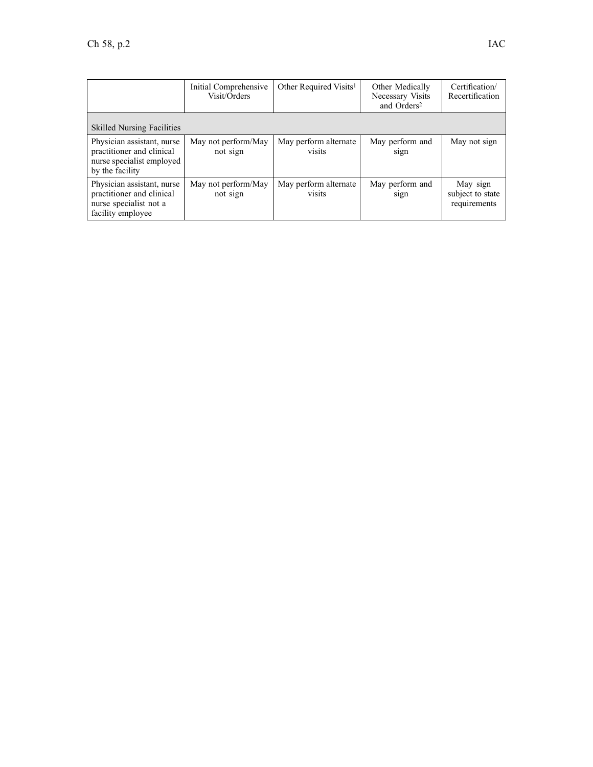| | Initial Comprehensive Visit/Orders | Other Required Visits[1] | Other Medically Necessary Visits and Orders[2] | Certification/ Recertification |
|---|---|---|---|---|
| Skilled Nursing Facilities | | | | |
| Physician assistant, nurse practitioner and clinical nurse specialist employed by the facility | May not perform/May not sign | May perform alternate visits | May perform and sign | May not sign |
| Physician assistant, nurse practitioner and clinical nurse specialist not a facility employee | May not perform/May not sign | May perform alternate visits | May perform and sign | May sign subject to state requirements |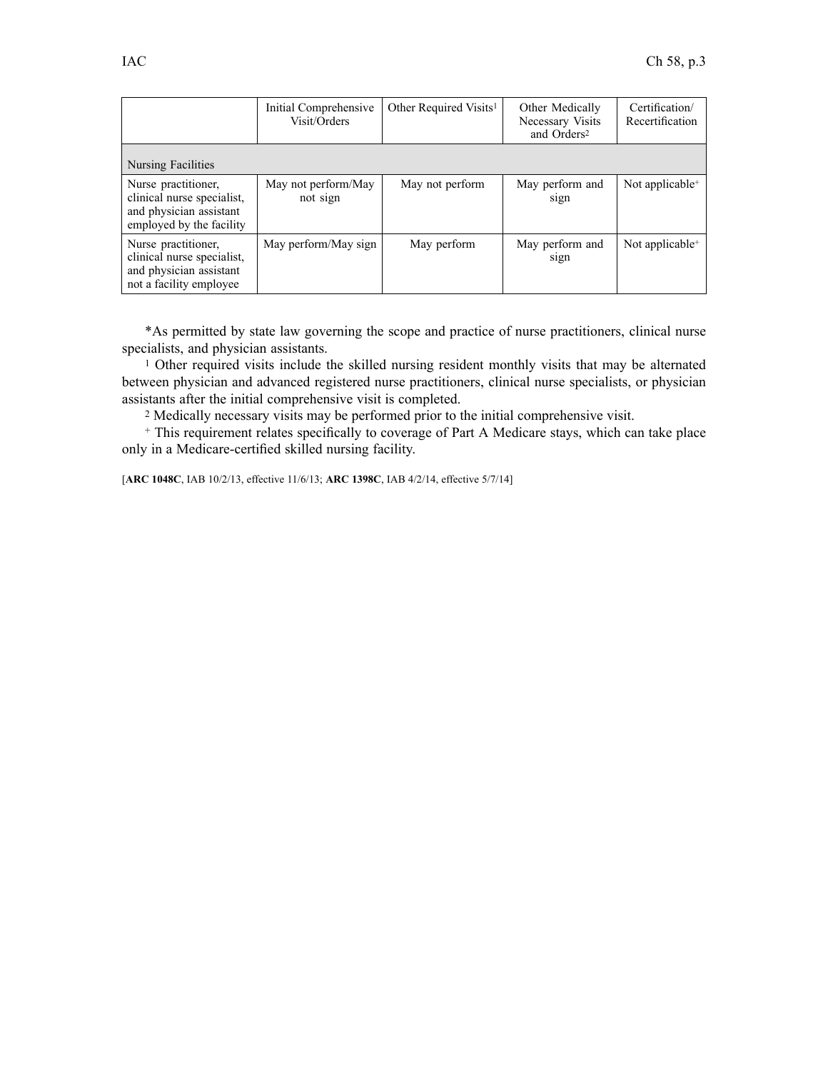| | Initial Comprehensive Visit/Orders | Other Required Visits[1] | Other Medically Necessary Visits and Orders[2] | Certification/ Recertification |
|---|---|---|---|---|
| Nursing Facilities | | | | |
| Nurse practitioner, clinical nurse specialist, and physician assistant employed by the facility | May not perform/May not sign | May not perform | May perform and sign | Not applicable[+] |
| Nurse practitioner, clinical nurse specialist, and physician assistant not a facility employee | May perform/May sign | May perform | May perform and sign | Not applicable[+] |

*As permitted by state law governing the scope and practice of nurse practitioners, clinical nurse specialists, and physician assistants.

[1] Other required visits include the skilled nursing resident monthly visits that may be alternated between physician and advanced registered nurse practitioners, clinical nurse specialists, or physician assistants after the initial comprehensive visit is completed.

[2] Medically necessary visits may be performed prior to the initial comprehensive visit.

[+] This requirement relates specifically to coverage of Part A Medicare stays, which can take place only in a Medicare-certified skilled nursing facility.

[**ARC 1048C**, IAB 10/2/13, effective 11/6/13; **ARC 1398C**, IAB 4/2/14, effective 5/7/14]